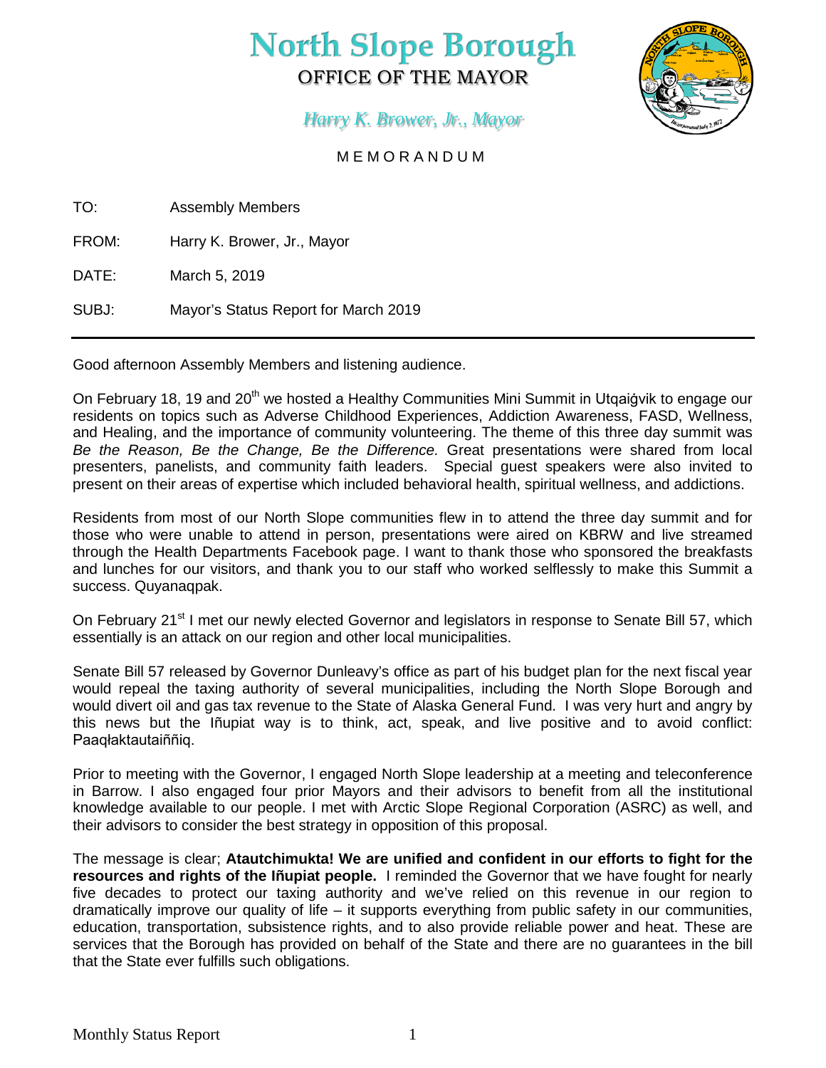# North Slope Borough

## OFFICE OF THE MAYOR

*Harry K. Brower, Jr., Mayor*

MEMORANDUM

TO: Assembly Members

FROM: Harry K. Brower, Jr., Mayor

DATE: March 5, 2019

SUBJ: Mayor's Status Report for March 2019

---

Good afternoon Assembly Members and listening audience.

On February 18, 19 and 20th we hosted a Healthy Communities Mini Summit in Utqiaġvik to engage our residents on topics such as Adverse Childhood Experiences, Addiction Awareness, FASD, Wellness, and Healing, and the importance of community volunteering. The theme of this three day summit was *Be the Reason, Be the Change, Be the Difference.* Great presentations were shared from local presenters, panelists, and community faith leaders. Special guest speakers were also invited to present on their areas of expertise which included behavioral health, spiritual wellness, and addictions.

Residents from most of our North Slope communities flew in to attend the three day summit and for those who were unable to attend in person, presentations were aired on KBRW and live streamed through the Health Departments Facebook page. I want to thank those who sponsored the breakfasts and lunches for our visitors, and thank you to our staff who worked selflessly to make this Summit a success. Quyanaqpak.

On February 21st I met our newly elected Governor and legislators in response to Senate Bill 57, which essentially is an attack on our region and other local municipalities.

Senate Bill 57 released by Governor Dunleavy's office as part of his budget plan for the next fiscal year would repeal the taxing authority of several municipalities, including the North Slope Borough and would divert oil and gas tax revenue to the State of Alaska General Fund. I was very hurt and angry by this news but the Iñupiat way is to think, act, speak, and live positive and to avoid conflict: Paaqłaktautaiññiq.

Prior to meeting with the Governor, I engaged North Slope leadership at a meeting and teleconference in Barrow. I also engaged four prior Mayors and their advisors to benefit from all the institutional knowledge available to our people. I met with Arctic Slope Regional Corporation (ASRC) as well, and their advisors to consider the best strategy in opposition of this proposal.

The message is clear; **Atautchimukta! We are unified and confident in our efforts to fight for the resources and rights of the Iñupiat people.** I reminded the Governor that we have fought for nearly five decades to protect our taxing authority and we've relied on this revenue in our region to dramatically improve our quality of life – it supports everything from public safety in our communities, education, transportation, subsistence rights, and to also provide reliable power and heat. These are services that the Borough has provided on behalf of the State and there are no guarantees in the bill that the State ever fulfills such obligations.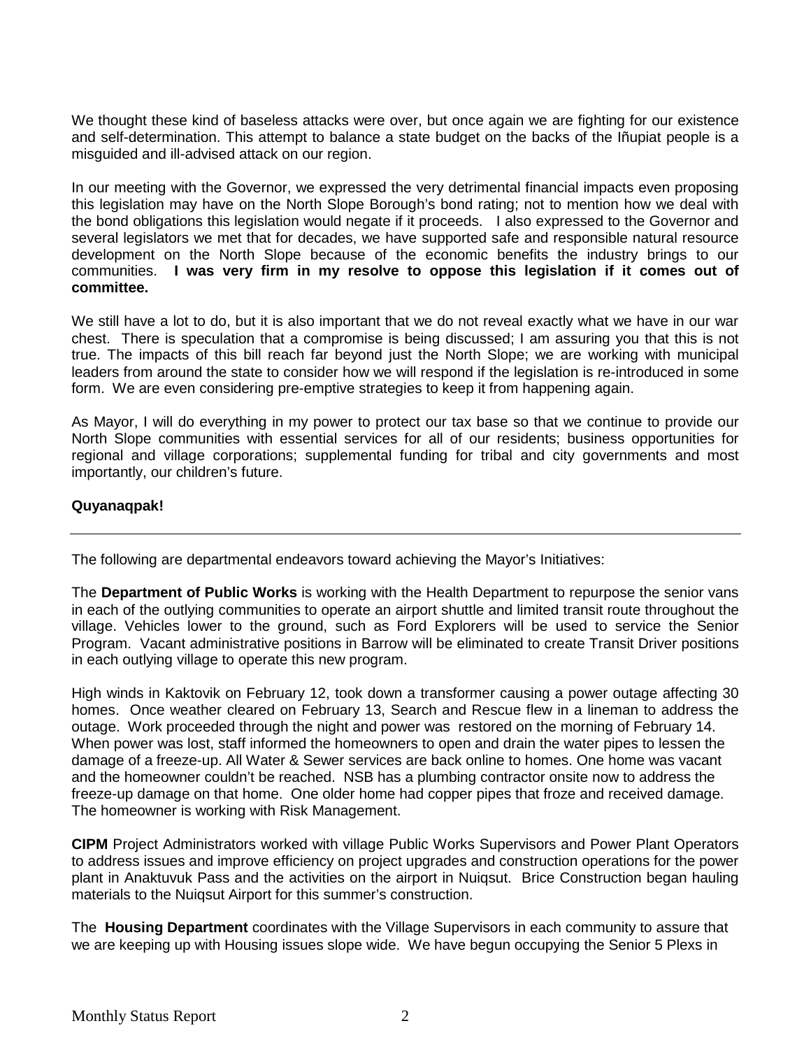We thought these kind of baseless attacks were over, but once again we are fighting for our existence and self-determination. This attempt to balance a state budget on the backs of the Iñupiat people is a misguided and ill-advised attack on our region.

In our meeting with the Governor, we expressed the very detrimental financial impacts even proposing this legislation may have on the North Slope Borough's bond rating; not to mention how we deal with the bond obligations this legislation would negate if it proceeds. I also expressed to the Governor and several legislators we met that for decades, we have supported safe and responsible natural resource development on the North Slope because of the economic benefits the industry brings to our communities. **I was very firm in my resolve to oppose this legislation if it comes out of committee.**

We still have a lot to do, but it is also important that we do not reveal exactly what we have in our war chest. There is speculation that a compromise is being discussed; I am assuring you that this is not true. The impacts of this bill reach far beyond just the North Slope; we are working with municipal leaders from around the state to consider how we will respond if the legislation is re-introduced in some form. We are even considering pre-emptive strategies to keep it from happening again.

As Mayor, I will do everything in my power to protect our tax base so that we continue to provide our North Slope communities with essential services for all of our residents; business opportunities for regional and village corporations; supplemental funding for tribal and city governments and most importantly, our children's future.

**Quyanaqpak!**

---

The following are departmental endeavors toward achieving the Mayor's Initiatives:

The **Department of Public Works** is working with the Health Department to repurpose the senior vans in each of the outlying communities to operate an airport shuttle and limited transit route throughout the village. Vehicles lower to the ground, such as Ford Explorers will be used to service the Senior Program. Vacant administrative positions in Barrow will be eliminated to create Transit Driver positions in each outlying village to operate this new program.

High winds in Kaktovik on February 12, took down a transformer causing a power outage affecting 30 homes. Once weather cleared on February 13, Search and Rescue flew in a lineman to address the outage. Work proceeded through the night and power was restored on the morning of February 14. When power was lost, staff informed the homeowners to open and drain the water pipes to lessen the damage of a freeze-up. All Water & Sewer services are back online to homes. One home was vacant and the homeowner couldn't be reached. NSB has a plumbing contractor onsite now to address the freeze-up damage on that home. One older home had copper pipes that froze and received damage. The homeowner is working with Risk Management.

**CIPM** Project Administrators worked with village Public Works Supervisors and Power Plant Operators to address issues and improve efficiency on project upgrades and construction operations for the power plant in Anaktuvuk Pass and the activities on the airport in Nuiqsut. Brice Construction began hauling materials to the Nuiqsut Airport for this summer's construction.

The **Housing Department** coordinates with the Village Supervisors in each community to assure that we are keeping up with Housing issues slope wide. We have begun occupying the Senior 5 Plexs in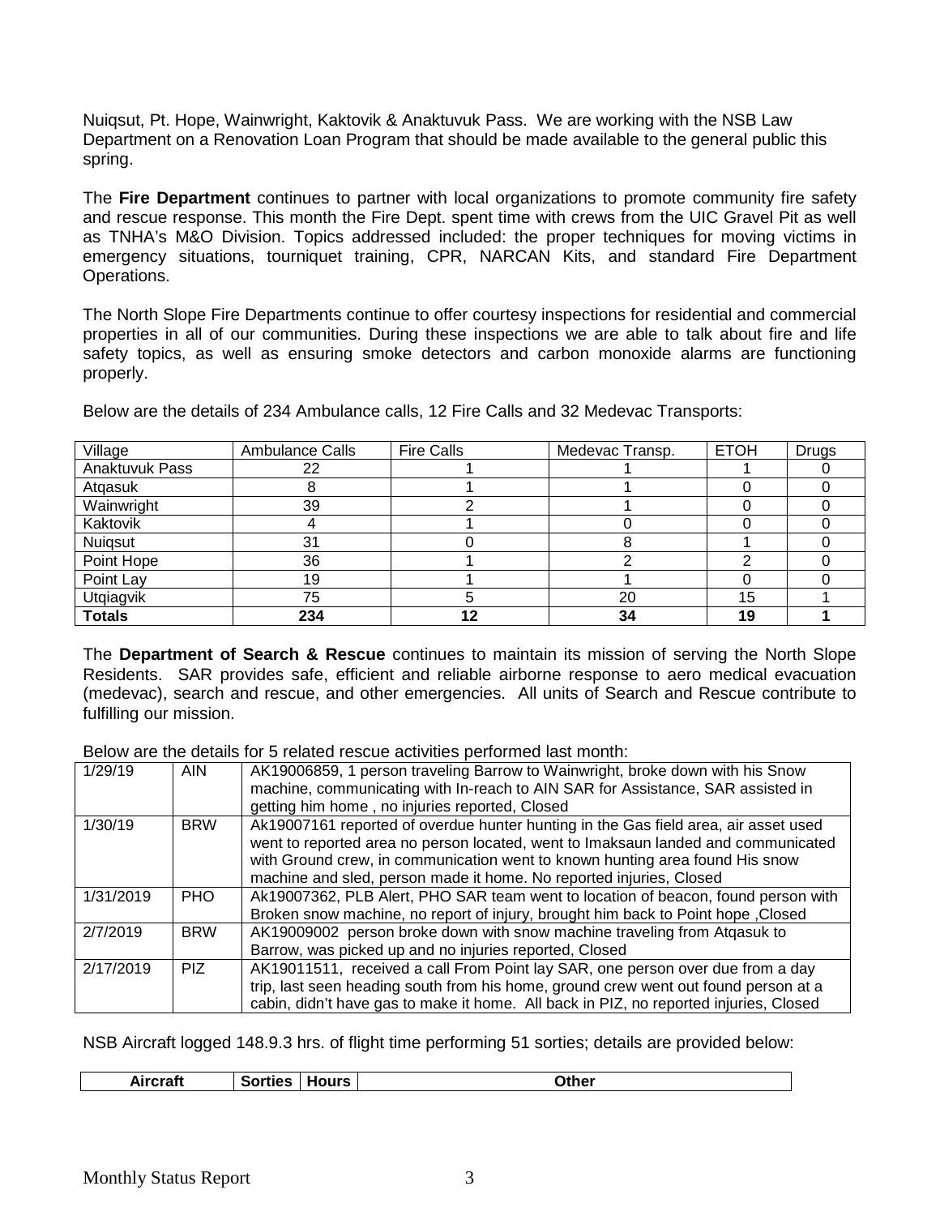Nuiqsut, Pt. Hope, Wainwright, Kaktovik & Anaktuvuk Pass. We are working with the NSB Law Department on a Renovation Loan Program that should be made available to the general public this spring.

The **Fire Department** continues to partner with local organizations to promote community fire safety and rescue response. This month the Fire Dept. spent time with crews from the UIC Gravel Pit as well as TNHA's M&O Division. Topics addressed included: the proper techniques for moving victims in emergency situations, tourniquet training, CPR, NARCAN Kits, and standard Fire Department Operations.

The North Slope Fire Departments continue to offer courtesy inspections for residential and commercial properties in all of our communities. During these inspections we are able to talk about fire and life safety topics, as well as ensuring smoke detectors and carbon monoxide alarms are functioning properly.

Below are the details of 234 Ambulance calls, 12 Fire Calls and 32 Medevac Transports:

| Village | Ambulance Calls | Fire Calls | Medevac Transp. | ETOH | Drugs |
|---|---|---|---|---|---|
| Anaktuvuk Pass | 22 | 1 | 1 | 1 | 0 |
| Atqasuk | 8 | 1 | 1 | 0 | 0 |
| Wainwright | 39 | 2 | 1 | 0 | 0 |
| Kaktovik | 4 | 1 | 0 | 0 | 0 |
| Nuiqsut | 31 | 0 | 8 | 1 | 0 |
| Point Hope | 36 | 1 | 2 | 2 | 0 |
| Point Lay | 19 | 1 | 1 | 0 | 0 |
| Utqiagvik | 75 | 5 | 20 | 15 | 1 |
| **Totals** | **234** | **12** | **34** | **19** | **1** |

The **Department of Search & Rescue** continues to maintain its mission of serving the North Slope Residents. SAR provides safe, efficient and reliable airborne response to aero medical evacuation (medevac), search and rescue, and other emergencies. All units of Search and Rescue contribute to fulfilling our mission.

Below are the details for 5 related rescue activities performed last month:

| | | |
|---|---|---|
| 1/29/19 | AIN | AK19006859, 1 person traveling Barrow to Wainwright, broke down with his Snow machine, communicating with In-reach to AIN SAR for Assistance, SAR assisted in getting him home , no injuries reported, Closed |
| 1/30/19 | BRW | Ak19007161 reported of overdue hunter hunting in the Gas field area, air asset used went to reported area no person located, went to Imaksaun landed and communicated with Ground crew, in communication went to known hunting area found His snow machine and sled, person made it home. No reported injuries, Closed |
| 1/31/2019 | PHO | Ak19007362, PLB Alert, PHO SAR team went to location of beacon, found person with Broken snow machine, no report of injury, brought him back to Point hope ,Closed |
| 2/7/2019 | BRW | AK19009002 person broke down with snow machine traveling from Atqasuk to Barrow, was picked up and no injuries reported, Closed |
| 2/17/2019 | PIZ | AK19011511, received a call From Point lay SAR, one person over due from a day trip, last seen heading south from his home, ground crew went out found person at a cabin, didn't have gas to make it home. All back in PIZ, no reported injuries, Closed |

NSB Aircraft logged 148.9.3 hrs. of flight time performing 51 sorties; details are provided below:

| Aircraft | Sorties | Hours | Other |
|---|---|---|---|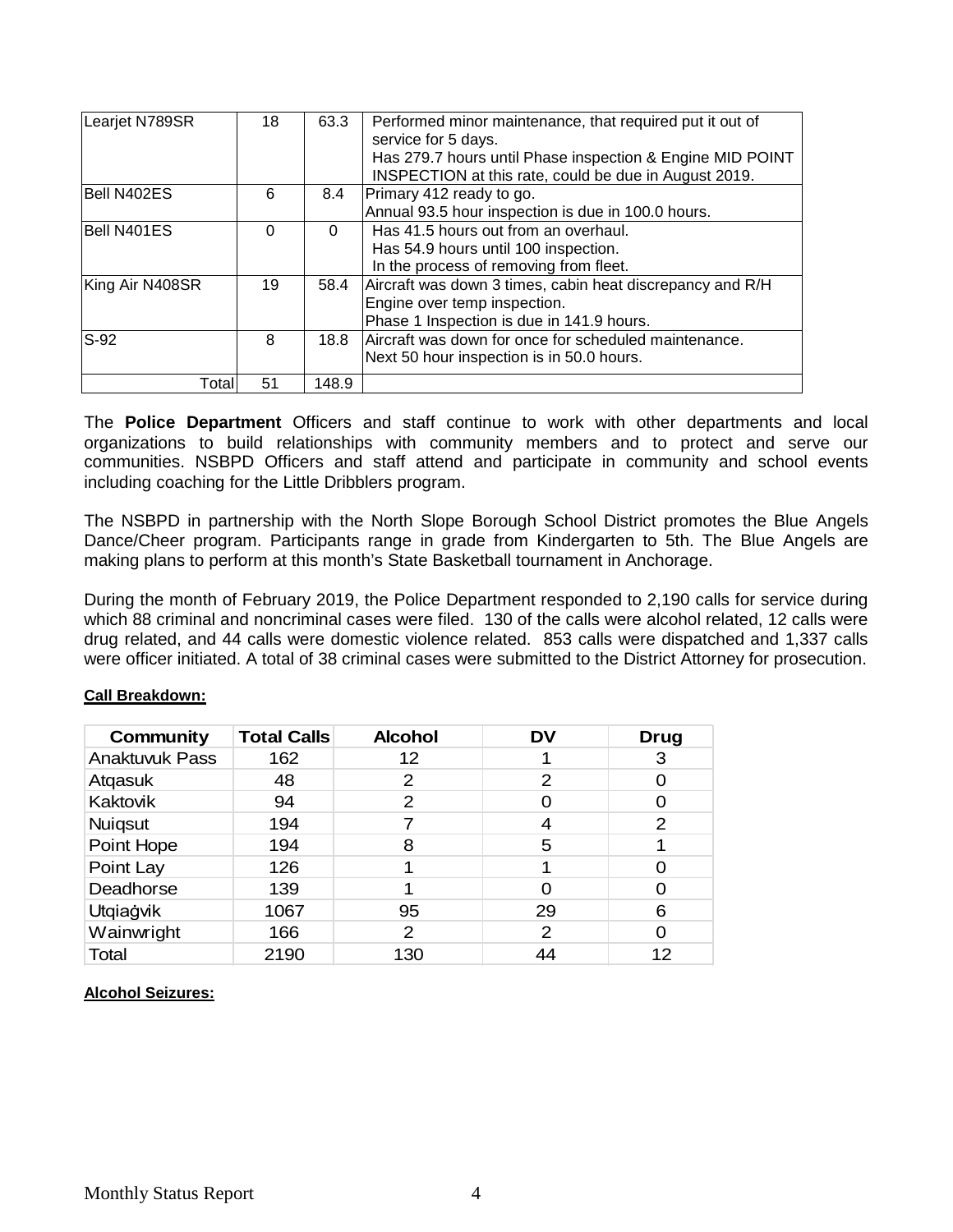| | | | |
|---|---|---|---|
| Learjet N789SR | 18 | 63.3 | Performed minor maintenance, that required put it out of service for 5 days.<br>Has 279.7 hours until Phase inspection & Engine MID POINT INSPECTION at this rate, could be due in August 2019. |
| Bell N402ES | 6 | 8.4 | Primary 412 ready to go.<br>Annual 93.5 hour inspection is due in 100.0 hours. |
| Bell N401ES | 0 | 0 | Has 41.5 hours out from an overhaul.<br>Has 54.9 hours until 100 inspection.<br>In the process of removing from fleet. |
| King Air N408SR | 19 | 58.4 | Aircraft was down 3 times, cabin heat discrepancy and R/H Engine over temp inspection.<br>Phase 1 Inspection is due in 141.9 hours. |
| S-92 | 8 | 18.8 | Aircraft was down for once for scheduled maintenance.<br>Next 50 hour inspection is in 50.0 hours. |
| Total | 51 | 148.9 | |

The **Police Department** Officers and staff continue to work with other departments and local organizations to build relationships with community members and to protect and serve our communities. NSBPD Officers and staff attend and participate in community and school events including coaching for the Little Dribblers program.

The NSBPD in partnership with the North Slope Borough School District promotes the Blue Angels Dance/Cheer program. Participants range in grade from Kindergarten to 5th. The Blue Angels are making plans to perform at this month's State Basketball tournament in Anchorage.

During the month of February 2019, the Police Department responded to 2,190 calls for service during which 88 criminal and noncriminal cases were filed. 130 of the calls were alcohol related, 12 calls were drug related, and 44 calls were domestic violence related. 853 calls were dispatched and 1,337 calls were officer initiated. A total of 38 criminal cases were submitted to the District Attorney for prosecution.

**Call Breakdown:**

| Community | Total Calls | Alcohol | DV | Drug |
|---|---|---|---|---|
| Anaktuvuk Pass | 162 | 12 | 1 | 3 |
| Atqasuk | 48 | 2 | 2 | 0 |
| Kaktovik | 94 | 2 | 0 | 0 |
| Nuiqsut | 194 | 7 | 4 | 2 |
| Point Hope | 194 | 8 | 5 | 1 |
| Point Lay | 126 | 1 | 1 | 0 |
| Deadhorse | 139 | 1 | 0 | 0 |
| Utqiaġvik | 1067 | 95 | 29 | 6 |
| Wainwright | 166 | 2 | 2 | 0 |
| Total | 2190 | 130 | 44 | 12 |

**Alcohol Seizures:**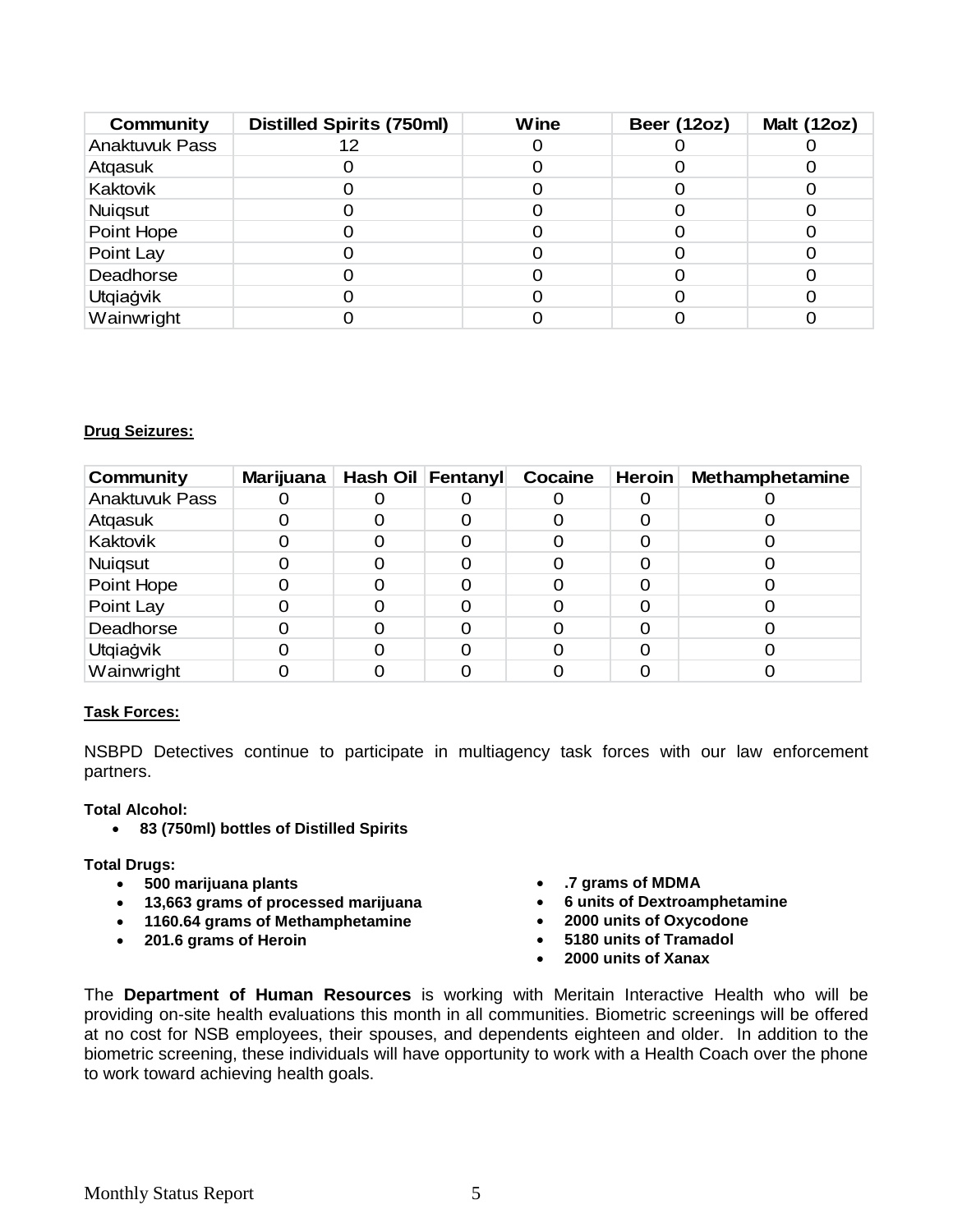| Community | Distilled Spirits (750ml) | Wine | Beer (12oz) | Malt (12oz) |
|---|---|---|---|---|
| Anaktuvuk Pass | 12 | 0 | 0 | 0 |
| Atqasuk | 0 | 0 | 0 | 0 |
| Kaktovik | 0 | 0 | 0 | 0 |
| Nuiqsut | 0 | 0 | 0 | 0 |
| Point Hope | 0 | 0 | 0 | 0 |
| Point Lay | 0 | 0 | 0 | 0 |
| Deadhorse | 0 | 0 | 0 | 0 |
| Utqiaġvik | 0 | 0 | 0 | 0 |
| Wainwright | 0 | 0 | 0 | 0 |

**Drug Seizures:**

| Community | Marijuana | Hash Oil | Fentanyl | Cocaine | Heroin | Methamphetamine |
|---|---|---|---|---|---|---|
| Anaktuvuk Pass | 0 | 0 | 0 | 0 | 0 | 0 |
| Atqasuk | 0 | 0 | 0 | 0 | 0 | 0 |
| Kaktovik | 0 | 0 | 0 | 0 | 0 | 0 |
| Nuiqsut | 0 | 0 | 0 | 0 | 0 | 0 |
| Point Hope | 0 | 0 | 0 | 0 | 0 | 0 |
| Point Lay | 0 | 0 | 0 | 0 | 0 | 0 |
| Deadhorse | 0 | 0 | 0 | 0 | 0 | 0 |
| Utqiaġvik | 0 | 0 | 0 | 0 | 0 | 0 |
| Wainwright | 0 | 0 | 0 | 0 | 0 | 0 |

**Task Forces:**

NSBPD Detectives continue to participate in multiagency task forces with our law enforcement partners.

**Total Alcohol:**

- **83 (750ml) bottles of Distilled Spirits**

**Total Drugs:**

- **500 marijuana plants**
- **13,663 grams of processed marijuana**
- **1160.64 grams of Methamphetamine**
- **201.6 grams of Heroin**
- **.7 grams of MDMA**
- **6 units of Dextroamphetamine**
- **2000 units of Oxycodone**
- **5180 units of Tramadol**
- **2000 units of Xanax**

The **Department of Human Resources** is working with Meritain Interactive Health who will be providing on-site health evaluations this month in all communities. Biometric screenings will be offered at no cost for NSB employees, their spouses, and dependents eighteen and older. In addition to the biometric screening, these individuals will have opportunity to work with a Health Coach over the phone to work toward achieving health goals.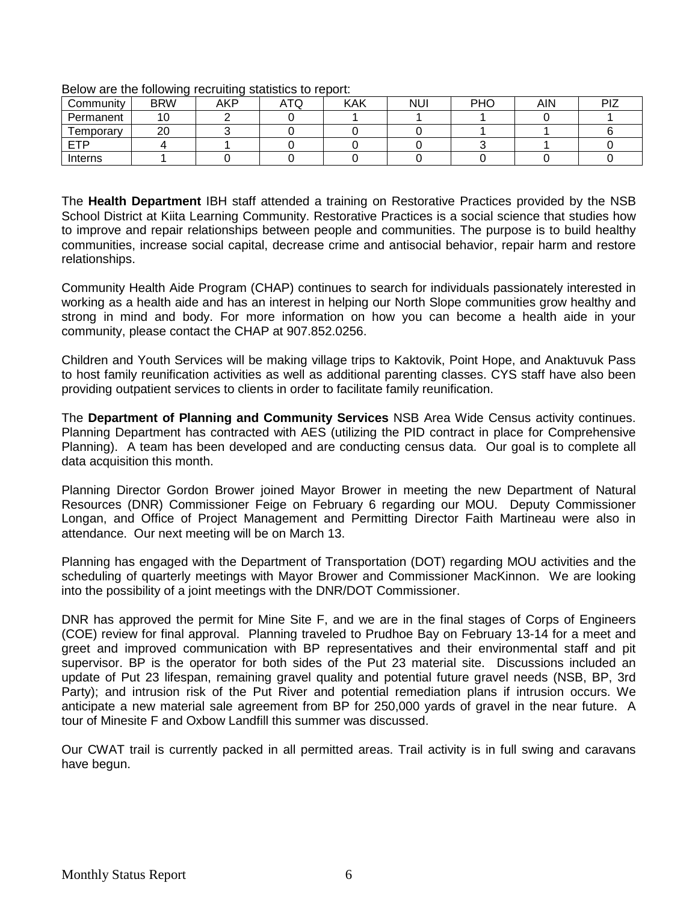Below are the following recruiting statistics to report:

| Community | BRW | AKP | ATQ | KAK | NUI | PHO | AIN | PIZ |
|---|---|---|---|---|---|---|---|---|
| Permanent | 10 | 2 | 0 | 1 | 1 | 1 | 0 | 1 |
| Temporary | 20 | 3 | 0 | 0 | 0 | 1 | 1 | 6 |
| ETP | 4 | 1 | 0 | 0 | 0 | 3 | 1 | 0 |
| Interns | 1 | 0 | 0 | 0 | 0 | 0 | 0 | 0 |

The **Health Department** IBH staff attended a training on Restorative Practices provided by the NSB School District at Kiita Learning Community. Restorative Practices is a social science that studies how to improve and repair relationships between people and communities. The purpose is to build healthy communities, increase social capital, decrease crime and antisocial behavior, repair harm and restore relationships.

Community Health Aide Program (CHAP) continues to search for individuals passionately interested in working as a health aide and has an interest in helping our North Slope communities grow healthy and strong in mind and body. For more information on how you can become a health aide in your community, please contact the CHAP at 907.852.0256.

Children and Youth Services will be making village trips to Kaktovik, Point Hope, and Anaktuvuk Pass to host family reunification activities as well as additional parenting classes. CYS staff have also been providing outpatient services to clients in order to facilitate family reunification.

The **Department of Planning and Community Services** NSB Area Wide Census activity continues. Planning Department has contracted with AES (utilizing the PID contract in place for Comprehensive Planning). A team has been developed and are conducting census data. Our goal is to complete all data acquisition this month.

Planning Director Gordon Brower joined Mayor Brower in meeting the new Department of Natural Resources (DNR) Commissioner Feige on February 6 regarding our MOU. Deputy Commissioner Longan, and Office of Project Management and Permitting Director Faith Martineau were also in attendance. Our next meeting will be on March 13.

Planning has engaged with the Department of Transportation (DOT) regarding MOU activities and the scheduling of quarterly meetings with Mayor Brower and Commissioner MacKinnon. We are looking into the possibility of a joint meetings with the DNR/DOT Commissioner.

DNR has approved the permit for Mine Site F, and we are in the final stages of Corps of Engineers (COE) review for final approval. Planning traveled to Prudhoe Bay on February 13-14 for a meet and greet and improved communication with BP representatives and their environmental staff and pit supervisor. BP is the operator for both sides of the Put 23 material site. Discussions included an update of Put 23 lifespan, remaining gravel quality and potential future gravel needs (NSB, BP, 3rd Party); and intrusion risk of the Put River and potential remediation plans if intrusion occurs. We anticipate a new material sale agreement from BP for 250,000 yards of gravel in the near future. A tour of Minesite F and Oxbow Landfill this summer was discussed.

Our CWAT trail is currently packed in all permitted areas. Trail activity is in full swing and caravans have begun.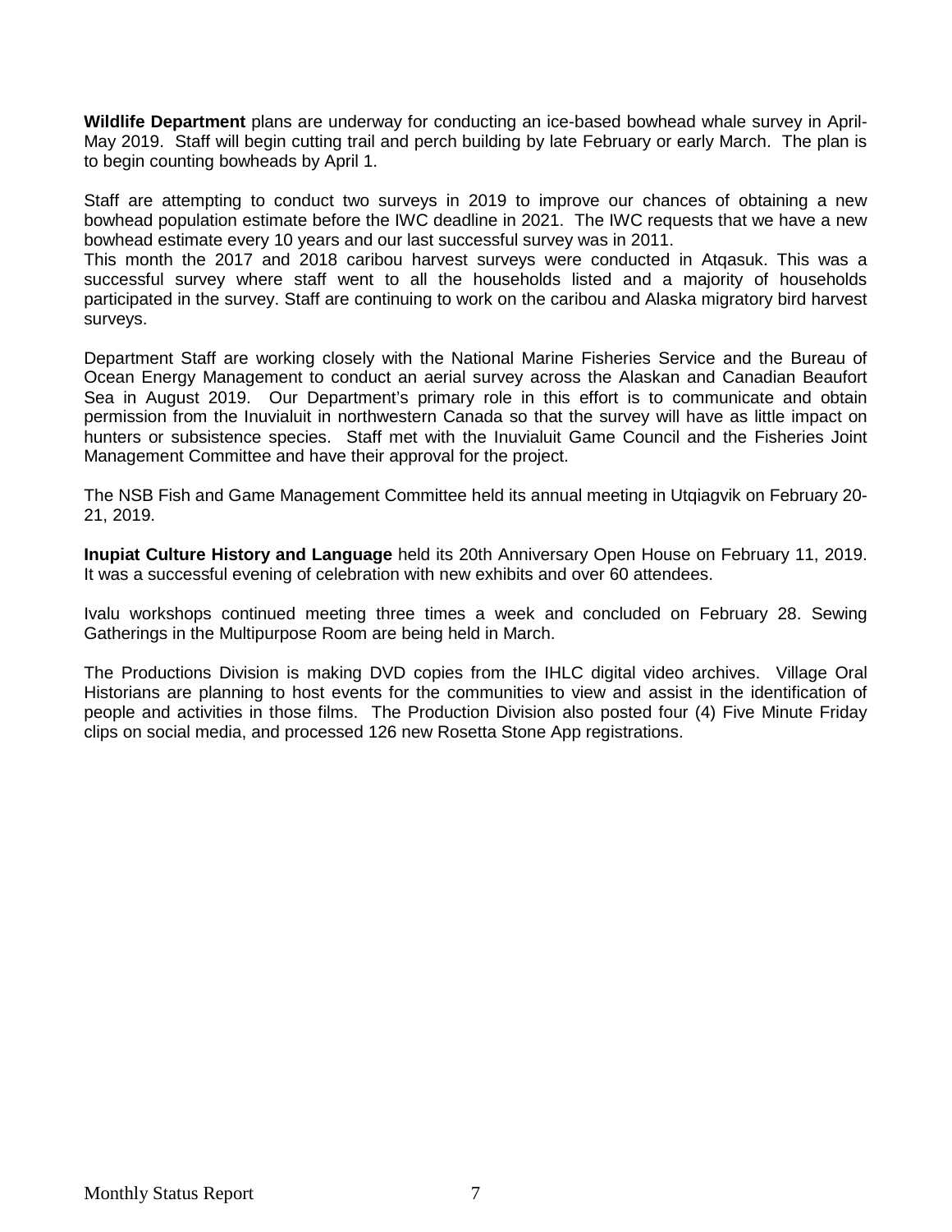**Wildlife Department** plans are underway for conducting an ice-based bowhead whale survey in April-May 2019. Staff will begin cutting trail and perch building by late February or early March. The plan is to begin counting bowheads by April 1.

Staff are attempting to conduct two surveys in 2019 to improve our chances of obtaining a new bowhead population estimate before the IWC deadline in 2021. The IWC requests that we have a new bowhead estimate every 10 years and our last successful survey was in 2011.
This month the 2017 and 2018 caribou harvest surveys were conducted in Atqasuk. This was a successful survey where staff went to all the households listed and a majority of households participated in the survey. Staff are continuing to work on the caribou and Alaska migratory bird harvest surveys.

Department Staff are working closely with the National Marine Fisheries Service and the Bureau of Ocean Energy Management to conduct an aerial survey across the Alaskan and Canadian Beaufort Sea in August 2019. Our Department's primary role in this effort is to communicate and obtain permission from the Inuvialuit in northwestern Canada so that the survey will have as little impact on hunters or subsistence species. Staff met with the Inuvialuit Game Council and the Fisheries Joint Management Committee and have their approval for the project.

The NSB Fish and Game Management Committee held its annual meeting in Utqiagvik on February 20-21, 2019.

**Inupiat Culture History and Language** held its 20th Anniversary Open House on February 11, 2019. It was a successful evening of celebration with new exhibits and over 60 attendees.

Ivalu workshops continued meeting three times a week and concluded on February 28. Sewing Gatherings in the Multipurpose Room are being held in March.

The Productions Division is making DVD copies from the IHLC digital video archives. Village Oral Historians are planning to host events for the communities to view and assist in the identification of people and activities in those films. The Production Division also posted four (4) Five Minute Friday clips on social media, and processed 126 new Rosetta Stone App registrations.